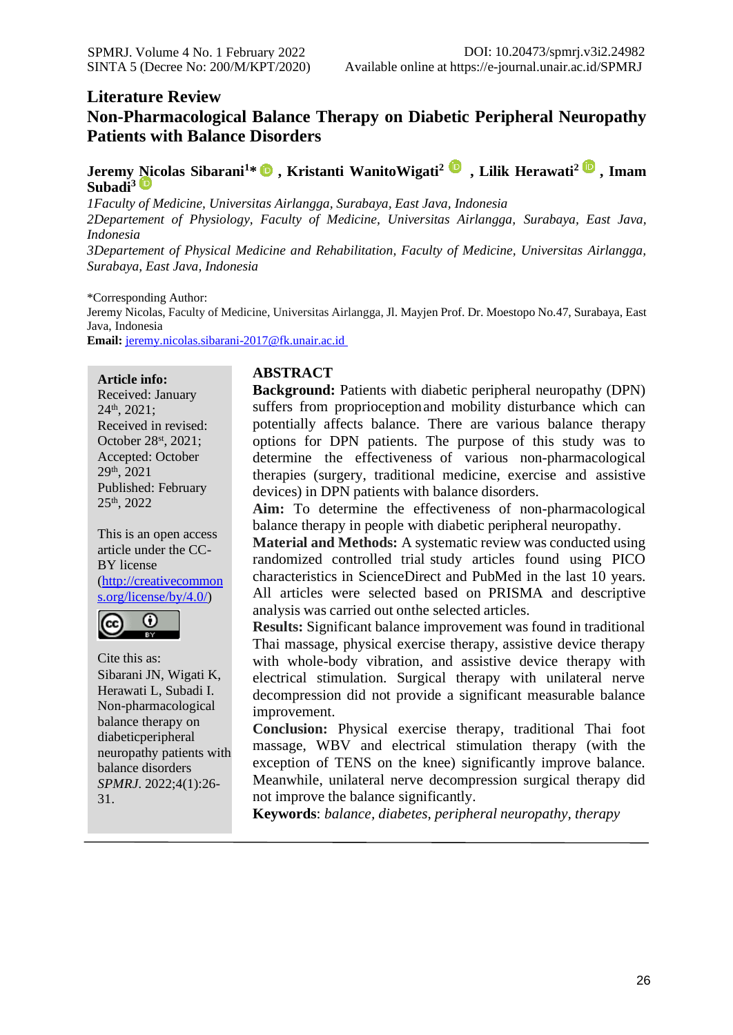SPMRJ. Volume 4 No. 1 February 2022
SINTA 5 (Decree No: 200/M/KPT/2020)

DOI: 10.20473/spmrj.v3i2.24982
Available online at https://e-journal.unair.ac.id/SPMRJ

## Literature Review

# Non-Pharmacological Balance Therapy on Diabetic Peripheral Neuropathy Patients with Balance Disorders

**Jeremy Nicolas Sibarani[1]\*, Kristanti WanitoWigati[2], Lilik Herawati[2], Imam Subadi[3]**

*1Faculty of Medicine, Universitas Airlangga, Surabaya, East Java, Indonesia*
*2Departement of Physiology, Faculty of Medicine, Universitas Airlangga, Surabaya, East Java, Indonesia*
*3Departement of Physical Medicine and Rehabilitation, Faculty of Medicine, Universitas Airlangga, Surabaya, East Java, Indonesia*

\*Corresponding Author:
Jeremy Nicolas, Faculty of Medicine, Universitas Airlangga, Jl. Mayjen Prof. Dr. Moestopo No.47, Surabaya, East Java, Indonesia
**Email:** jeremy.nicolas.sibarani-2017@fk.unair.ac.id

**Article info:**
Received: January 24th, 2021;
Received in revised: October 28st, 2021;
Accepted: October 29th, 2021
Published: February 25th, 2022

This is an open access article under the CC-BY license (http://creativecommons.org/license/by/4.0/)

Cite this as:
Sibarani JN, Wigati K, Herawati L, Subadi I. Non-pharmacological balance therapy on diabeticperipheral neuropathy patients with balance disorders *SPMRJ*. 2022;4(1):26-31.

## ABSTRACT

**Background:** Patients with diabetic peripheral neuropathy (DPN) suffers from proprioception and mobility disturbance which can potentially affects balance. There are various balance therapy options for DPN patients. The purpose of this study was to determine the effectiveness of various non-pharmacological therapies (surgery, traditional medicine, exercise and assistive devices) in DPN patients with balance disorders.

**Aim:** To determine the effectiveness of non-pharmacological balance therapy in people with diabetic peripheral neuropathy.

**Material and Methods:** A systematic review was conducted using randomized controlled trial study articles found using PICO characteristics in ScienceDirect and PubMed in the last 10 years. All articles were selected based on PRISMA and descriptive analysis was carried out onthe selected articles.

**Results:** Significant balance improvement was found in traditional Thai massage, physical exercise therapy, assistive device therapy with whole-body vibration, and assistive device therapy with electrical stimulation. Surgical therapy with unilateral nerve decompression did not provide a significant measurable balance improvement.

**Conclusion:** Physical exercise therapy, traditional Thai foot massage, WBV and electrical stimulation therapy (with the exception of TENS on the knee) significantly improve balance. Meanwhile, unilateral nerve decompression surgical therapy did not improve the balance significantly.

**Keywords**: *balance, diabetes, peripheral neuropathy, therapy*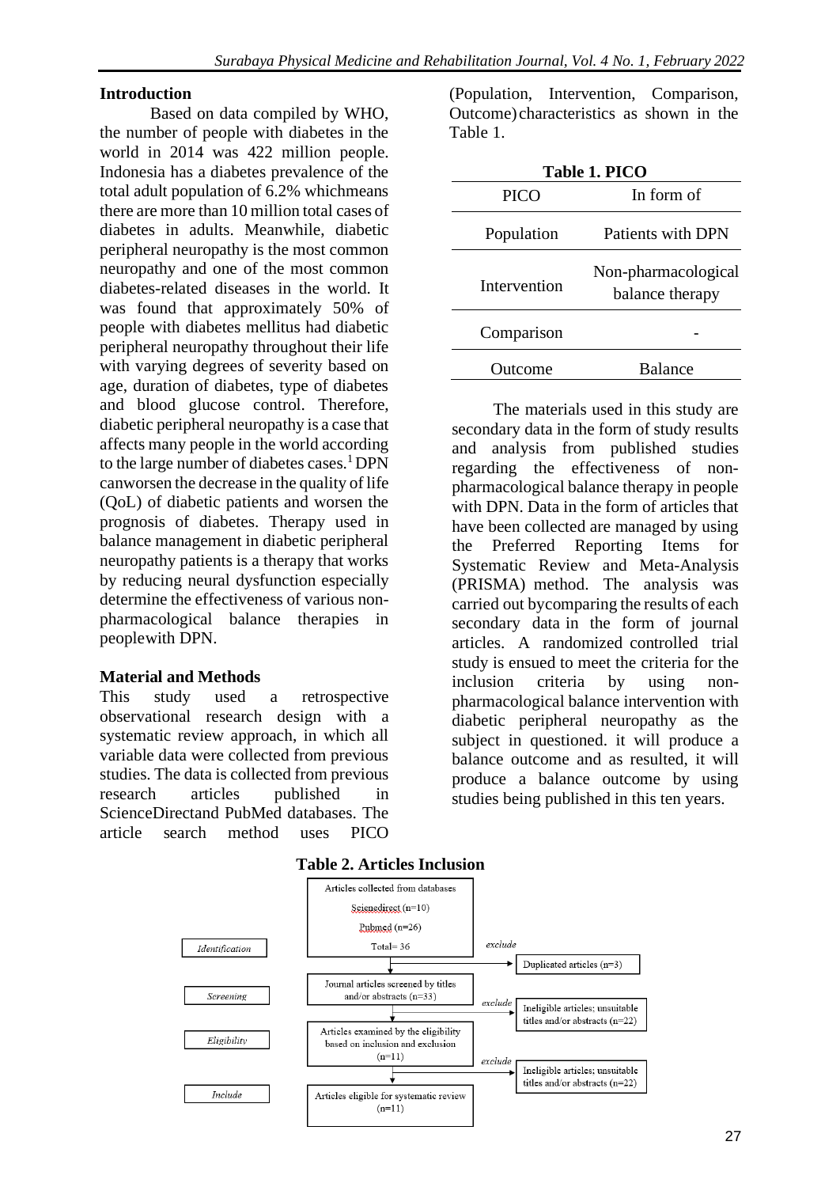## Introduction

Based on data compiled by WHO, the number of people with diabetes in the world in 2014 was 422 million people. Indonesia has a diabetes prevalence of the total adult population of 6.2% whichmeans there are more than 10 million total cases of diabetes in adults. Meanwhile, diabetic peripheral neuropathy is the most common neuropathy and one of the most common diabetes-related diseases in the world. It was found that approximately 50% of people with diabetes mellitus had diabetic peripheral neuropathy throughout their life with varying degrees of severity based on age, duration of diabetes, type of diabetes and blood glucose control. Therefore, diabetic peripheral neuropathy is a case that affects many people in the world according to the large number of diabetes cases.[1] DPN canworsen the decrease in the quality of life (QoL) of diabetic patients and worsen the prognosis of diabetes. Therapy used in balance management in diabetic peripheral neuropathy patients is a therapy that works by reducing neural dysfunction especially determine the effectiveness of various non-pharmacological balance therapies in peoplewith DPN.

## Material and Methods

This study used a retrospective observational research design with a systematic review approach, in which all variable data were collected from previous studies. The data is collected from previous research articles published in ScienceDirectand PubMed databases. The article search method uses PICO (Population, Intervention, Comparison, Outcome) characteristics as shown in the Table 1.

**Table 1. PICO**

| PICO | In form of |
|---|---|
| Population | Patients with DPN |
| Intervention | Non-pharmacological balance therapy |
| Comparison | - |
| Outcome | Balance |

The materials used in this study are secondary data in the form of study results and analysis from published studies regarding the effectiveness of non-pharmacological balance therapy in people with DPN. Data in the form of articles that have been collected are managed by using the Preferred Reporting Items for Systematic Review and Meta-Analysis (PRISMA) method. The analysis was carried out bycomparing the results of each secondary data in the form of journal articles. A randomized controlled trial study is ensued to meet the criteria for the inclusion criteria by using non-pharmacological balance intervention with diabetic peripheral neuropathy as the subject in questioned. it will produce a balance outcome and as resulted, it will produce a balance outcome by using studies being published in this ten years.

**Table 2. Articles Inclusion**

Identification
Articles collected from databases
Sciencedirect (n=10)
Pubmed (n=26)
Total= 36
exclude
Duplicated articles (n=3)

Screening
Journal articles screened by titles and/or abstracts (n=33)
exclude
Ineligible articles: unsuitable titles and/or abstracts (n=22)

Eligibility
Articles examined by the eligibility based on inclusion and exclusion (n=11)
exclude
Ineligible articles: unsuitable titles and/or abstracts (n=22)

Include
Articles eligible for systematic review (n=11)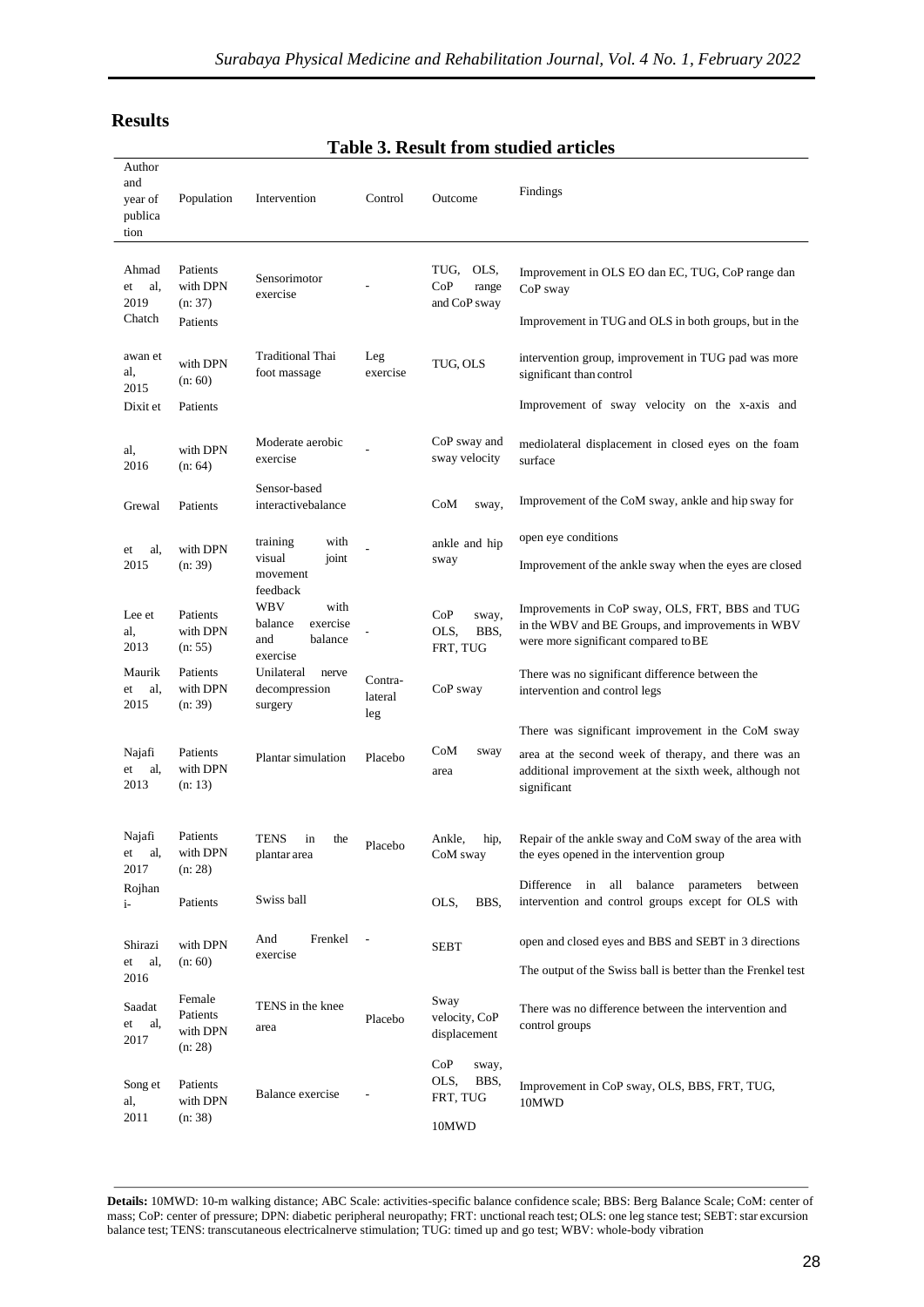## Results

**Table 3. Result from studied articles**

| Author and year of publication | Population | Intervention | Control | Outcome | Findings |
|---|---|---|---|---|---|
| Ahmad et al, 2019 | Patients with DPN (n: 37) | Sensorimotor exercise | - | TUG, OLS, CoP range and CoP sway | Improvement in OLS EO dan EC, TUG, CoP range dan CoP sway |
| Chatchawan et al, 2015 | Patients with DPN (n: 60) | Traditional Thai foot massage | Leg exercise | TUG, OLS | Improvement in TUG and OLS in both groups, but in the intervention group, improvement in TUG pad was more significant than control |
| Dixit et al, 2016 | Patients with DPN (n: 64) | Moderate aerobic exercise | - | CoP sway and sway velocity | Improvement of sway velocity on the x-axis and mediolateral displacement in closed eyes on the foam surface |
| Grewal et al, 2015 | Patients with DPN (n: 39) | Sensor-based interactivebalance training with visual joint movement feedback | - | CoM sway, ankle and hip sway | Improvement of the CoM sway, ankle and hip sway for open eye conditions<br>Improvement of the ankle sway when the eyes are closed |
| Lee et al, 2013 | Patients with DPN (n: 55) | WBV with balance exercise and balance exercise | - | CoP sway, OLS, BBS, FRT, TUG | Improvements in CoP sway, OLS, FRT, BBS and TUG in the WBV and BE Groups, and improvements in WBV were more significant compared to BE |
| Maurik et al, 2015 | Patients with DPN (n: 39) | Unilateral nerve decompression surgery | Contra-lateral leg | CoP sway | There was no significant difference between the intervention and control legs |
| Najafi et al, 2013 | Patients with DPN (n: 13) | Plantar simulation | Placebo | CoM sway area | There was significant improvement in the CoM sway area at the second week of therapy, and there was an additional improvement at the sixth week, although not significant |
| Najafi et al, 2017 | Patients with DPN (n: 28) | TENS in the plantar area | Placebo | Ankle, hip, CoM sway | Repair of the ankle sway and CoM sway of the area with the eyes opened in the intervention group |
| Rojhani-Shirazi et al, 2016 | Patients with DPN (n: 60) | Swiss ball And Frenkel exercise | - | OLS, BBS, SEBT | Difference in all balance parameters between intervention and control groups except for OLS with open and closed eyes and BBS and SEBT in 3 directions<br>The output of the Swiss ball is better than the Frenkel test |
| Saadat et al, 2017 | Female Patients with DPN (n: 28) | TENS in the knee area | Placebo | Sway velocity, CoP displacement | There was no difference between the intervention and control groups |
| Song et al, 2011 | Patients with DPN (n: 38) | Balance exercise | - | CoP sway, OLS, BBS, FRT, TUG 10MWD | Improvement in CoP sway, OLS, BBS, FRT, TUG, 10MWD |

**Details:** 10MWD: 10-m walking distance; ABC Scale: activities-specific balance confidence scale; BBS: Berg Balance Scale; CoM: center of mass; CoP: center of pressure; DPN: diabetic peripheral neuropathy; FRT: unctional reach test; OLS: one leg stance test; SEBT: star excursion balance test; TENS: transcutaneous electricalnerve stimulation; TUG: timed up and go test; WBV: whole-body vibration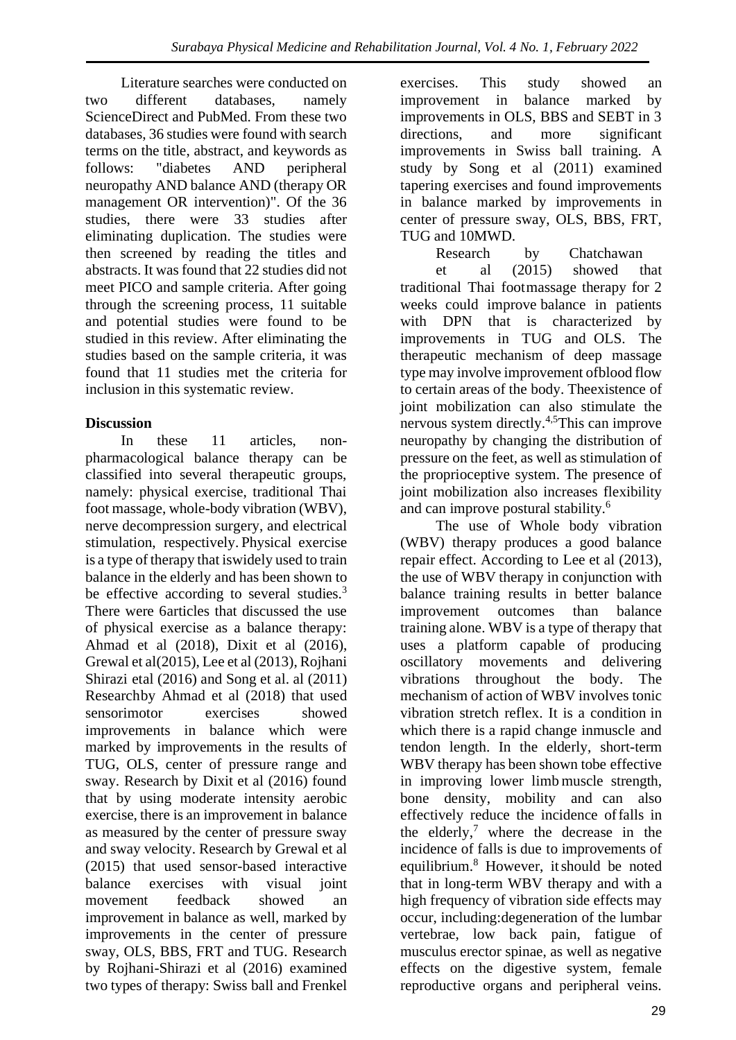Literature searches were conducted on two different databases, namely ScienceDirect and PubMed. From these two databases, 36 studies were found with search terms on the title, abstract, and keywords as follows: "diabetes AND peripheral neuropathy AND balance AND (therapy OR management OR intervention)". Of the 36 studies, there were 33 studies after eliminating duplication. The studies were then screened by reading the titles and abstracts. It was found that 22 studies did not meet PICO and sample criteria. After going through the screening process, 11 suitable and potential studies were found to be studied in this review. After eliminating the studies based on the sample criteria, it was found that 11 studies met the criteria for inclusion in this systematic review.

## Discussion

In these 11 articles, non-pharmacological balance therapy can be classified into several therapeutic groups, namely: physical exercise, traditional Thai foot massage, whole-body vibration (WBV), nerve decompression surgery, and electrical stimulation, respectively. Physical exercise is a type of therapy that iswidely used to train balance in the elderly and has been shown to be effective according to several studies.[3] There were 6articles that discussed the use of physical exercise as a balance therapy: Ahmad et al (2018), Dixit et al (2016), Grewal et al(2015), Lee et al (2013), Rojhani Shirazi etal (2016) and Song et al. al (2011) Researchby Ahmad et al (2018) that used sensorimotor exercises showed improvements in balance which were marked by improvements in the results of TUG, OLS, center of pressure range and sway. Research by Dixit et al (2016) found that by using moderate intensity aerobic exercise, there is an improvement in balance as measured by the center of pressure sway and sway velocity. Research by Grewal et al (2015) that used sensor-based interactive balance exercises with visual joint movement feedback showed an improvement in balance as well, marked by improvements in the center of pressure sway, OLS, BBS, FRT and TUG. Research by Rojhani-Shirazi et al (2016) examined two types of therapy: Swiss ball and Frenkel exercises. This study showed an improvement in balance marked by improvements in OLS, BBS and SEBT in 3 directions, and more significant improvements in Swiss ball training. A study by Song et al (2011) examined tapering exercises and found improvements in balance marked by improvements in center of pressure sway, OLS, BBS, FRT, TUG and 10MWD.

Research by Chatchawan et al (2015) showed that traditional Thai footmassage therapy for 2 weeks could improve balance in patients with DPN that is characterized by improvements in TUG and OLS. The therapeutic mechanism of deep massage type may involve improvement ofblood flow to certain areas of the body. Theexistence of joint mobilization can also stimulate the nervous system directly.[4,5]This can improve neuropathy by changing the distribution of pressure on the feet, as well as stimulation of the proprioceptive system. The presence of joint mobilization also increases flexibility and can improve postural stability.[6]

The use of Whole body vibration (WBV) therapy produces a good balance repair effect. According to Lee et al (2013), the use of WBV therapy in conjunction with balance training results in better balance improvement outcomes than balance training alone. WBV is a type of therapy that uses a platform capable of producing oscillatory movements and delivering vibrations throughout the body. The mechanism of action of WBV involves tonic vibration stretch reflex. It is a condition in which there is a rapid change inmuscle and tendon length. In the elderly, short-term WBV therapy has been shown tobe effective in improving lower limb muscle strength, bone density, mobility and can also effectively reduce the incidence offalls in the elderly,[7] where the decrease in the incidence of falls is due to improvements of equilibrium.[8] However, itshould be noted that in long-term WBV therapy and with a high frequency of vibration side effects may occur, including:degeneration of the lumbar vertebrae, low back pain, fatigue of musculus erector spinae, as well as negative effects on the digestive system, female reproductive organs and peripheral veins.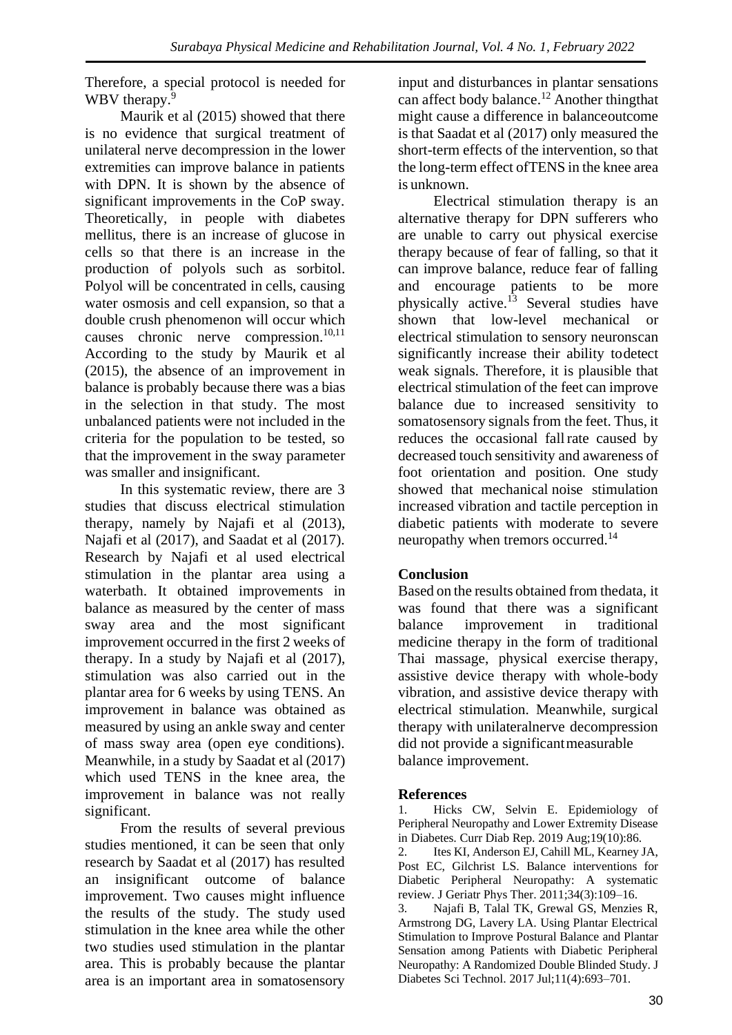Therefore, a special protocol is needed for WBV therapy.[9]

Maurik et al (2015) showed that there is no evidence that surgical treatment of unilateral nerve decompression in the lower extremities can improve balance in patients with DPN. It is shown by the absence of significant improvements in the CoP sway. Theoretically, in people with diabetes mellitus, there is an increase of glucose in cells so that there is an increase in the production of polyols such as sorbitol. Polyol will be concentrated in cells, causing water osmosis and cell expansion, so that a double crush phenomenon will occur which causes chronic nerve compression.[10,11] According to the study by Maurik et al (2015), the absence of an improvement in balance is probably because there was a bias in the selection in that study. The most unbalanced patients were not included in the criteria for the population to be tested, so that the improvement in the sway parameter was smaller and insignificant.

In this systematic review, there are 3 studies that discuss electrical stimulation therapy, namely by Najafi et al (2013), Najafi et al (2017), and Saadat et al (2017). Research by Najafi et al used electrical stimulation in the plantar area using a waterbath. It obtained improvements in balance as measured by the center of mass sway area and the most significant improvement occurred in the first 2 weeks of therapy. In a study by Najafi et al (2017), stimulation was also carried out in the plantar area for 6 weeks by using TENS. An improvement in balance was obtained as measured by using an ankle sway and center of mass sway area (open eye conditions). Meanwhile, in a study by Saadat et al (2017) which used TENS in the knee area, the improvement in balance was not really significant.

From the results of several previous studies mentioned, it can be seen that only research by Saadat et al (2017) has resulted an insignificant outcome of balance improvement. Two causes might influence the results of the study. The study used stimulation in the knee area while the other two studies used stimulation in the plantar area. This is probably because the plantar area is an important area in somatosensory input and disturbances in plantar sensations can affect body balance.[12] Another thingthat might cause a difference in balanceoutcome is that Saadat et al (2017) only measured the short-term effects of the intervention, so that the long-term effect ofTENS in the knee area is unknown.

Electrical stimulation therapy is an alternative therapy for DPN sufferers who are unable to carry out physical exercise therapy because of fear of falling, so that it can improve balance, reduce fear of falling and encourage patients to be more physically active.[13] Several studies have shown that low-level mechanical or electrical stimulation to sensory neuronscan significantly increase their ability todetect weak signals. Therefore, it is plausible that electrical stimulation of the feet can improve balance due to increased sensitivity to somatosensory signals from the feet. Thus, it reduces the occasional fall rate caused by decreased touch sensitivity and awareness of foot orientation and position. One study showed that mechanical noise stimulation increased vibration and tactile perception in diabetic patients with moderate to severe neuropathy when tremors occurred.[14]

## Conclusion

Based on the results obtained from thedata, it was found that there was a significant balance improvement in traditional medicine therapy in the form of traditional Thai massage, physical exercise therapy, assistive device therapy with whole-body vibration, and assistive device therapy with electrical stimulation. Meanwhile, surgical therapy with unilateralnerve decompression did not provide a significantmeasurable balance improvement.

## References

1. Hicks CW, Selvin E. Epidemiology of Peripheral Neuropathy and Lower Extremity Disease in Diabetes. Curr Diab Rep. 2019 Aug;19(10):86.
2. Ites KI, Anderson EJ, Cahill ML, Kearney JA, Post EC, Gilchrist LS. Balance interventions for Diabetic Peripheral Neuropathy: A systematic review. J Geriatr Phys Ther. 2011;34(3):109–16.
3. Najafi B, Talal TK, Grewal GS, Menzies R, Armstrong DG, Lavery LA. Using Plantar Electrical Stimulation to Improve Postural Balance and Plantar Sensation among Patients with Diabetic Peripheral Neuropathy: A Randomized Double Blinded Study. J Diabetes Sci Technol. 2017 Jul;11(4):693–701.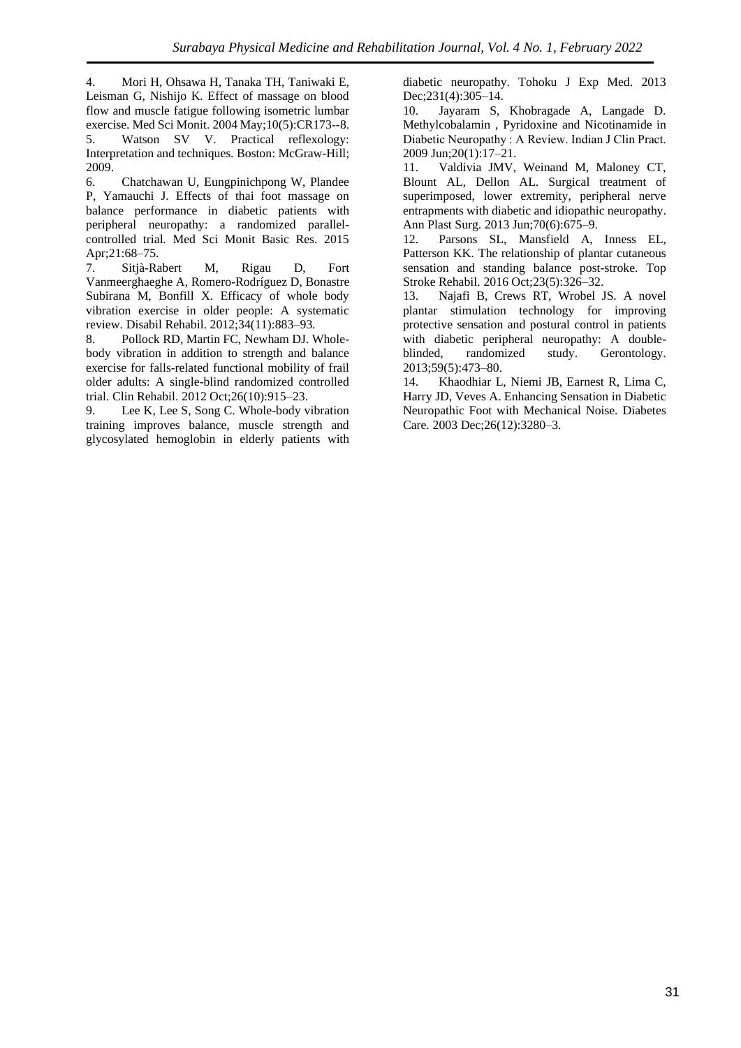4. Mori H, Ohsawa H, Tanaka TH, Taniwaki E, Leisman G, Nishijo K. Effect of massage on blood flow and muscle fatigue following isometric lumbar exercise. Med Sci Monit. 2004 May;10(5):CR173--8.
5. Watson SV V. Practical reflexology: Interpretation and techniques. Boston: McGraw-Hill; 2009.
6. Chatchawan U, Eungpinichpong W, Plandee P, Yamauchi J. Effects of thai foot massage on balance performance in diabetic patients with peripheral neuropathy: a randomized parallel-controlled trial. Med Sci Monit Basic Res. 2015 Apr;21:68–75.
7. Sitjà-Rabert M, Rigau D, Fort Vanmeerghaeghe A, Romero-Rodríguez D, Bonastre Subirana M, Bonfill X. Efficacy of whole body vibration exercise in older people: A systematic review. Disabil Rehabil. 2012;34(11):883–93.
8. Pollock RD, Martin FC, Newham DJ. Whole-body vibration in addition to strength and balance exercise for falls-related functional mobility of frail older adults: A single-blind randomized controlled trial. Clin Rehabil. 2012 Oct;26(10):915–23.
9. Lee K, Lee S, Song C. Whole-body vibration training improves balance, muscle strength and glycosylated hemoglobin in elderly patients with diabetic neuropathy. Tohoku J Exp Med. 2013 Dec;231(4):305–14.
10. Jayaram S, Khobragade A, Langade D. Methylcobalamin , Pyridoxine and Nicotinamide in Diabetic Neuropathy : A Review. Indian J Clin Pract. 2009 Jun;20(1):17–21.
11. Valdivia JMV, Weinand M, Maloney CT, Blount AL, Dellon AL. Surgical treatment of superimposed, lower extremity, peripheral nerve entrapments with diabetic and idiopathic neuropathy. Ann Plast Surg. 2013 Jun;70(6):675–9.
12. Parsons SL, Mansfield A, Inness EL, Patterson KK. The relationship of plantar cutaneous sensation and standing balance post-stroke. Top Stroke Rehabil. 2016 Oct;23(5):326–32.
13. Najafi B, Crews RT, Wrobel JS. A novel plantar stimulation technology for improving protective sensation and postural control in patients with diabetic peripheral neuropathy: A double-blinded, randomized study. Gerontology. 2013;59(5):473–80.
14. Khaodhiar L, Niemi JB, Earnest R, Lima C, Harry JD, Veves A. Enhancing Sensation in Diabetic Neuropathic Foot with Mechanical Noise. Diabetes Care. 2003 Dec;26(12):3280–3.